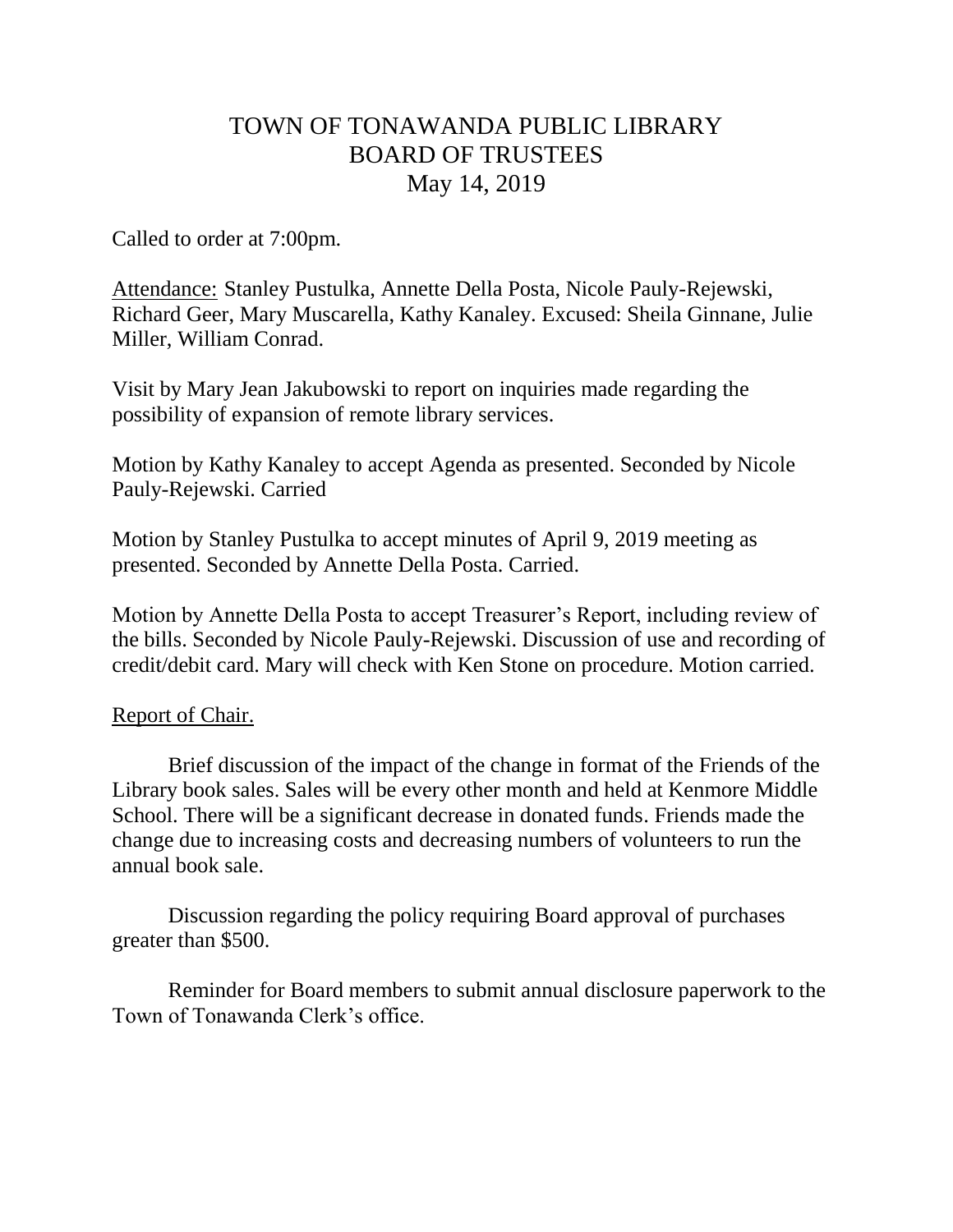# TOWN OF TONAWANDA PUBLIC LIBRARY
# BOARD OF TRUSTEES
# May 14, 2019

Called to order at 7:00pm.

Attendance: Stanley Pustulka, Annette Della Posta, Nicole Pauly-Rejewski, Richard Geer, Mary Muscarella, Kathy Kanaley. Excused: Sheila Ginnane, Julie Miller, William Conrad.

Visit by Mary Jean Jakubowski to report on inquiries made regarding the possibility of expansion of remote library services.

Motion by Kathy Kanaley to accept Agenda as presented. Seconded by Nicole Pauly-Rejewski. Carried

Motion by Stanley Pustulka to accept minutes of April 9, 2019 meeting as presented. Seconded by Annette Della Posta. Carried.

Motion by Annette Della Posta to accept Treasurer's Report, including review of the bills. Seconded by Nicole Pauly-Rejewski. Discussion of use and recording of credit/debit card. Mary will check with Ken Stone on procedure. Motion carried.

Report of Chair.

Brief discussion of the impact of the change in format of the Friends of the Library book sales. Sales will be every other month and held at Kenmore Middle School. There will be a significant decrease in donated funds. Friends made the change due to increasing costs and decreasing numbers of volunteers to run the annual book sale.

Discussion regarding the policy requiring Board approval of purchases greater than $500.

Reminder for Board members to submit annual disclosure paperwork to the Town of Tonawanda Clerk's office.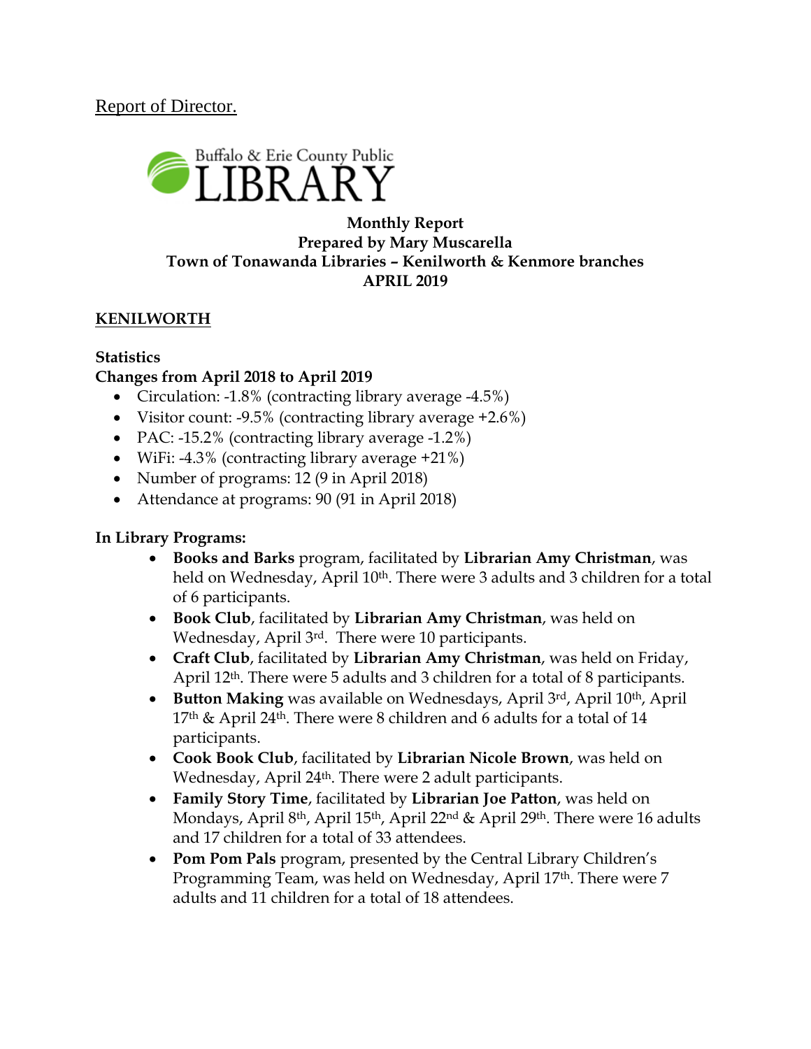Report of Director.

Buffalo & Erie County Public LIBRARY

**Monthly Report**
**Prepared by Mary Muscarella**
**Town of Tonawanda Libraries – Kenilworth & Kenmore branches**
**APRIL 2019**

## KENILWORTH

**Statistics**

**Changes from April 2018 to April 2019**

- Circulation: -1.8% (contracting library average -4.5%)
- Visitor count: -9.5% (contracting library average +2.6%)
- PAC: -15.2% (contracting library average -1.2%)
- WiFi: -4.3% (contracting library average +21%)
- Number of programs: 12 (9 in April 2018)
- Attendance at programs: 90 (91 in April 2018)

**In Library Programs:**

- **Books and Barks** program, facilitated by **Librarian Amy Christman**, was held on Wednesday, April 10th. There were 3 adults and 3 children for a total of 6 participants.
- **Book Club**, facilitated by **Librarian Amy Christman**, was held on Wednesday, April 3rd. There were 10 participants.
- **Craft Club**, facilitated by **Librarian Amy Christman**, was held on Friday, April 12th. There were 5 adults and 3 children for a total of 8 participants.
- **Button Making** was available on Wednesdays, April 3rd, April 10th, April 17th & April 24th. There were 8 children and 6 adults for a total of 14 participants.
- **Cook Book Club**, facilitated by **Librarian Nicole Brown**, was held on Wednesday, April 24th. There were 2 adult participants.
- **Family Story Time**, facilitated by **Librarian Joe Patton**, was held on Mondays, April 8th, April 15th, April 22nd & April 29th. There were 16 adults and 17 children for a total of 33 attendees.
- **Pom Pom Pals** program, presented by the Central Library Children's Programming Team, was held on Wednesday, April 17th. There were 7 adults and 11 children for a total of 18 attendees.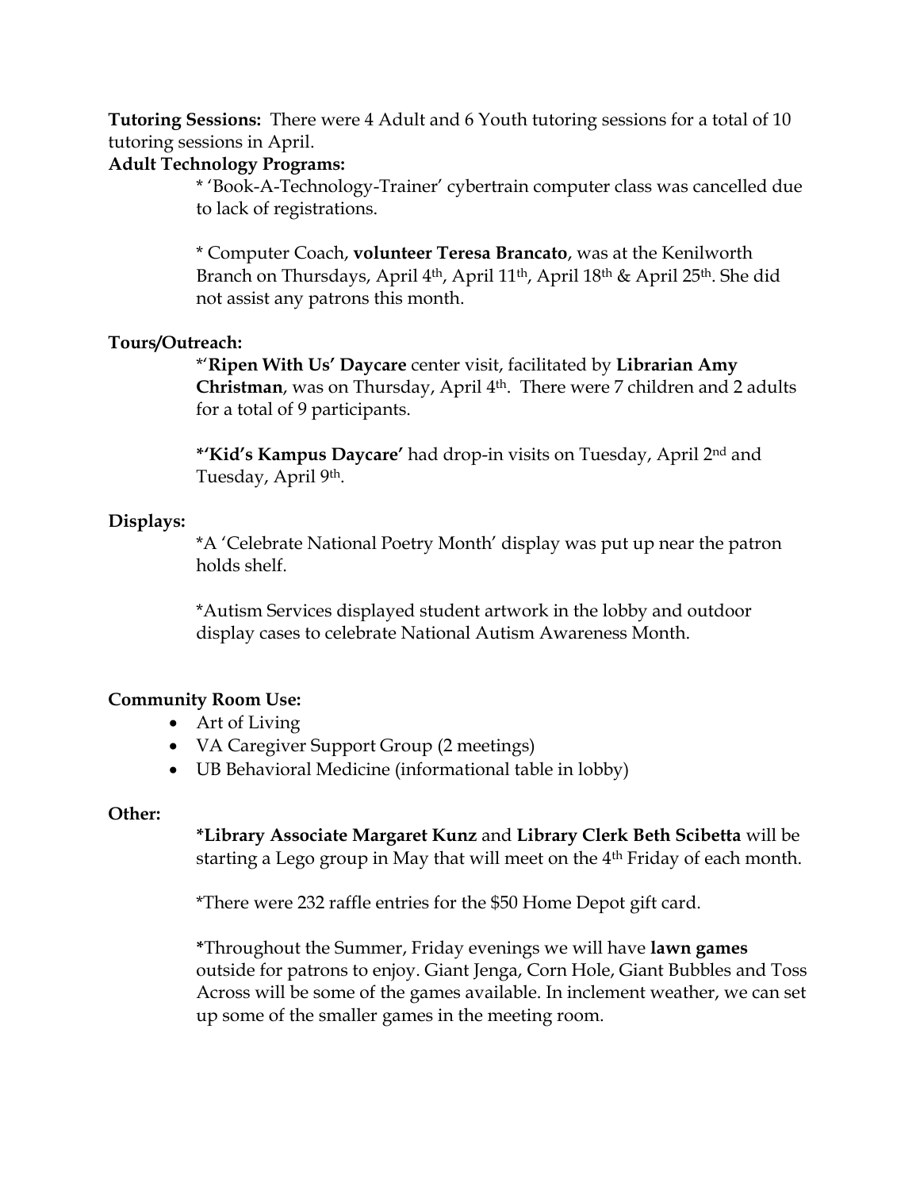**Tutoring Sessions:** There were 4 Adult and 6 Youth tutoring sessions for a total of 10 tutoring sessions in April.

**Adult Technology Programs:**

* 'Book-A-Technology-Trainer' cybertrain computer class was cancelled due to lack of registrations.

* Computer Coach, **volunteer Teresa Brancato**, was at the Kenilworth Branch on Thursdays, April 4th, April 11th, April 18th & April 25th. She did not assist any patrons this month.

**Tours/Outreach:**

*'**Ripen With Us' Daycare** center visit, facilitated by **Librarian Amy Christman**, was on Thursday, April 4th. There were 7 children and 2 adults for a total of 9 participants.

**\*'Kid's Kampus Daycare'** had drop-in visits on Tuesday, April 2nd and Tuesday, April 9th.

**Displays:**

*A 'Celebrate National Poetry Month' display was put up near the patron holds shelf.

*Autism Services displayed student artwork in the lobby and outdoor display cases to celebrate National Autism Awareness Month.

**Community Room Use:**

- Art of Living
- VA Caregiver Support Group (2 meetings)
- UB Behavioral Medicine (informational table in lobby)

**Other:**

**\*Library Associate Margaret Kunz** and **Library Clerk Beth Scibetta** will be starting a Lego group in May that will meet on the 4th Friday of each month.

*There were 232 raffle entries for the $50 Home Depot gift card.

*Throughout the Summer, Friday evenings we will have **lawn games** outside for patrons to enjoy. Giant Jenga, Corn Hole, Giant Bubbles and Toss Across will be some of the games available. In inclement weather, we can set up some of the smaller games in the meeting room.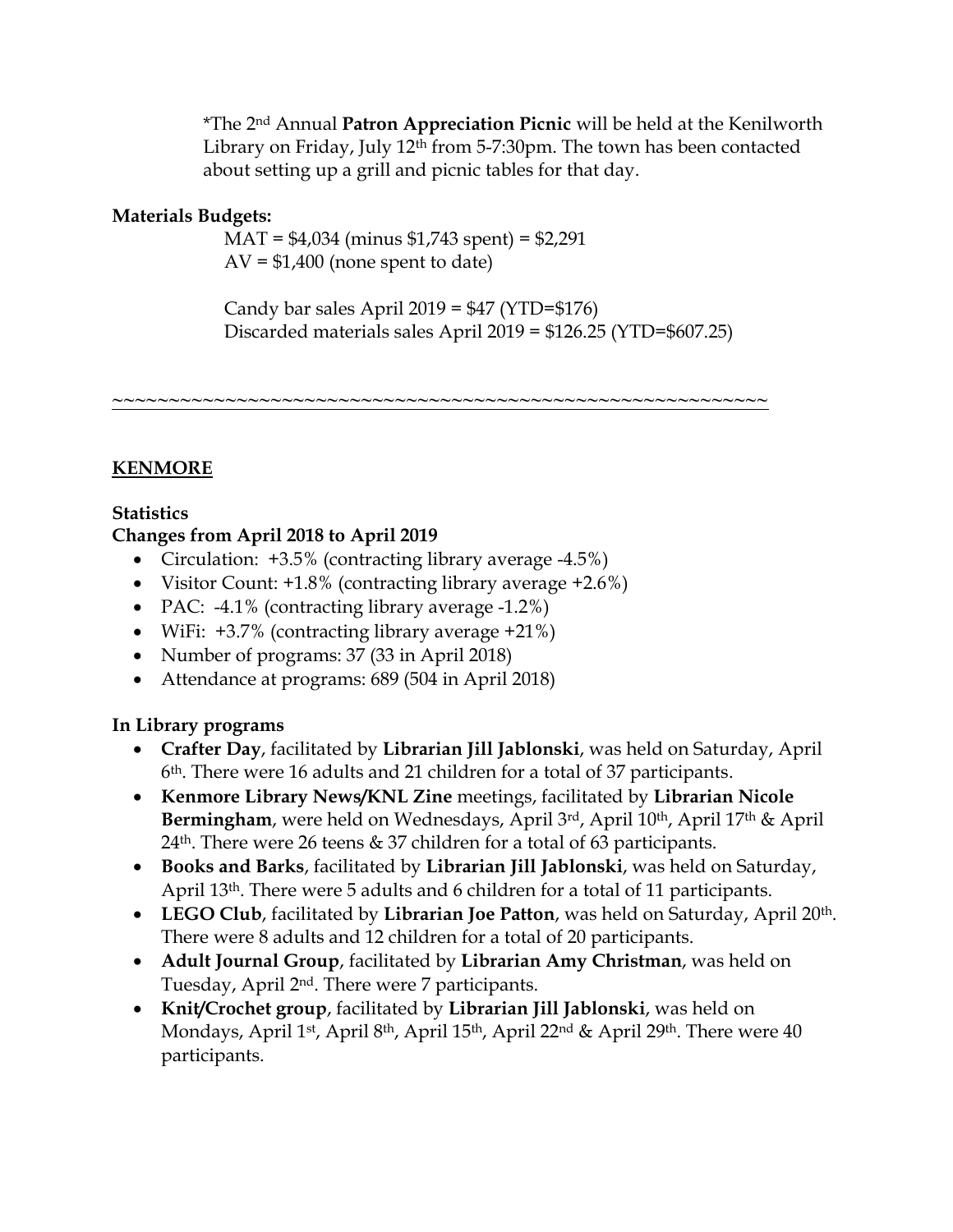*The 2nd Annual **Patron Appreciation Picnic** will be held at the Kenilworth Library on Friday, July 12th from 5-7:30pm. The town has been contacted about setting up a grill and picnic tables for that day.

**Materials Budgets:**

MAT = $4,034 (minus $1,743 spent) = $2,291
AV = $1,400 (none spent to date)

Candy bar sales April 2019 = $47 (YTD=$176)
Discarded materials sales April 2019 = $126.25 (YTD=$607.25)

~~~~~~~~~~~~~~~~~~~~~~~~~~~~~~~~~~~~~~~~~~~~~~~~~~~~~~~~~~

## KENMORE

**Statistics**

**Changes from April 2018 to April 2019**

- Circulation: +3.5% (contracting library average -4.5%)
- Visitor Count: +1.8% (contracting library average +2.6%)
- PAC: -4.1% (contracting library average -1.2%)
- WiFi: +3.7% (contracting library average +21%)
- Number of programs: 37 (33 in April 2018)
- Attendance at programs: 689 (504 in April 2018)

**In Library programs**

- **Crafter Day**, facilitated by **Librarian Jill Jablonski**, was held on Saturday, April 6th. There were 16 adults and 21 children for a total of 37 participants.
- **Kenmore Library News/KNL Zine** meetings, facilitated by **Librarian Nicole Bermingham**, were held on Wednesdays, April 3rd, April 10th, April 17th & April 24th. There were 26 teens & 37 children for a total of 63 participants.
- **Books and Barks**, facilitated by **Librarian Jill Jablonski**, was held on Saturday, April 13th. There were 5 adults and 6 children for a total of 11 participants.
- **LEGO Club**, facilitated by **Librarian Joe Patton**, was held on Saturday, April 20th. There were 8 adults and 12 children for a total of 20 participants.
- **Adult Journal Group**, facilitated by **Librarian Amy Christman**, was held on Tuesday, April 2nd. There were 7 participants.
- **Knit/Crochet group**, facilitated by **Librarian Jill Jablonski**, was held on Mondays, April 1st, April 8th, April 15th, April 22nd & April 29th. There were 40 participants.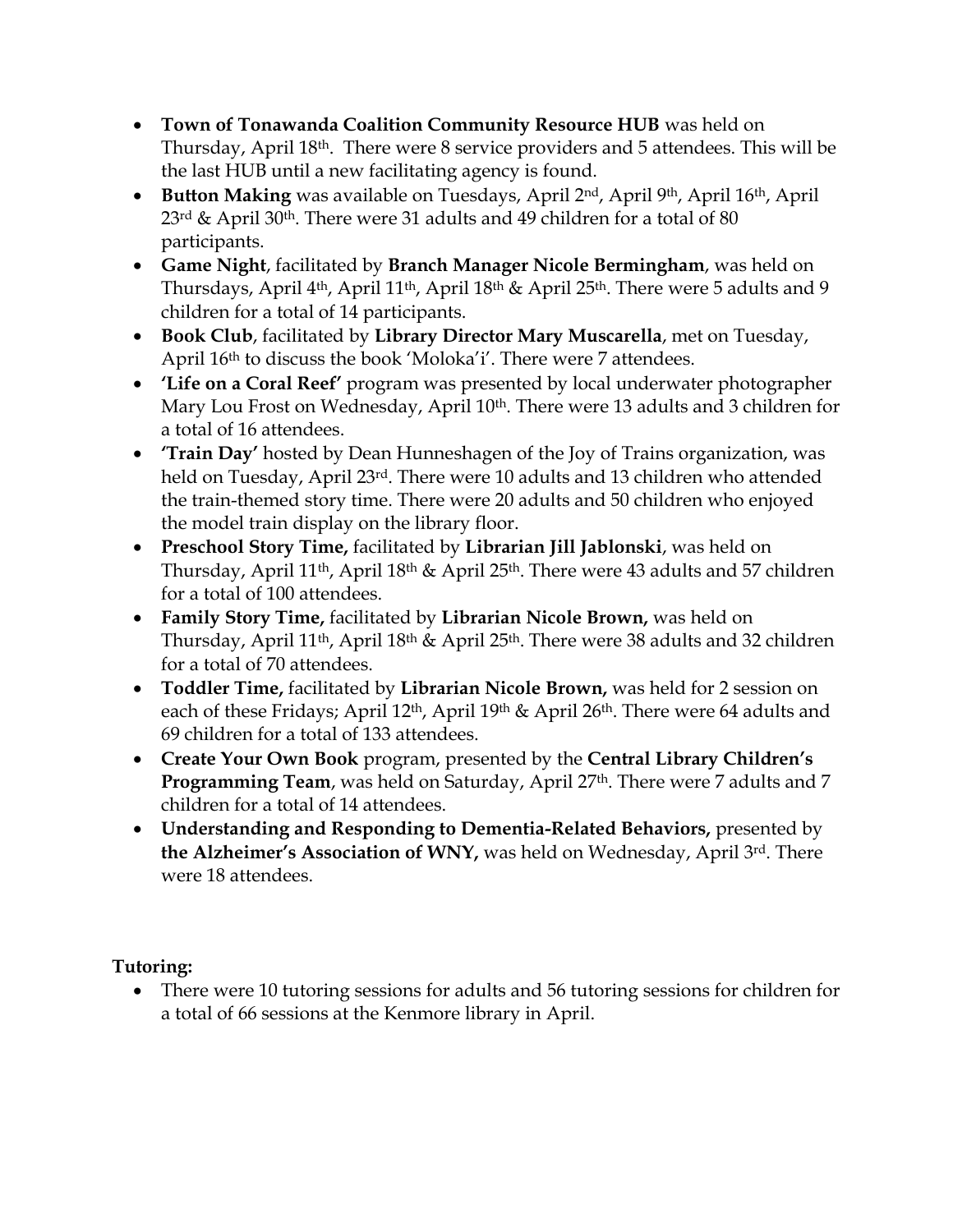- **Town of Tonawanda Coalition Community Resource HUB** was held on Thursday, April 18th. There were 8 service providers and 5 attendees. This will be the last HUB until a new facilitating agency is found.
- **Button Making** was available on Tuesdays, April 2nd, April 9th, April 16th, April 23rd & April 30th. There were 31 adults and 49 children for a total of 80 participants.
- **Game Night**, facilitated by **Branch Manager Nicole Bermingham**, was held on Thursdays, April 4th, April 11th, April 18th & April 25th. There were 5 adults and 9 children for a total of 14 participants.
- **Book Club**, facilitated by **Library Director Mary Muscarella**, met on Tuesday, April 16th to discuss the book 'Moloka'i'. There were 7 attendees.
- **'Life on a Coral Reef'** program was presented by local underwater photographer Mary Lou Frost on Wednesday, April 10th. There were 13 adults and 3 children for a total of 16 attendees.
- **'Train Day'** hosted by Dean Hunneshagen of the Joy of Trains organization, was held on Tuesday, April 23rd. There were 10 adults and 13 children who attended the train-themed story time. There were 20 adults and 50 children who enjoyed the model train display on the library floor.
- **Preschool Story Time,** facilitated by **Librarian Jill Jablonski**, was held on Thursday, April 11th, April 18th & April 25th. There were 43 adults and 57 children for a total of 100 attendees.
- **Family Story Time,** facilitated by **Librarian Nicole Brown,** was held on Thursday, April 11th, April 18th & April 25th. There were 38 adults and 32 children for a total of 70 attendees.
- **Toddler Time,** facilitated by **Librarian Nicole Brown,** was held for 2 session on each of these Fridays; April 12th, April 19th & April 26th. There were 64 adults and 69 children for a total of 133 attendees.
- **Create Your Own Book** program, presented by the **Central Library Children's Programming Team**, was held on Saturday, April 27th. There were 7 adults and 7 children for a total of 14 attendees.
- **Understanding and Responding to Dementia-Related Behaviors,** presented by **the Alzheimer's Association of WNY,** was held on Wednesday, April 3rd. There were 18 attendees.

**Tutoring:**

- There were 10 tutoring sessions for adults and 56 tutoring sessions for children for a total of 66 sessions at the Kenmore library in April.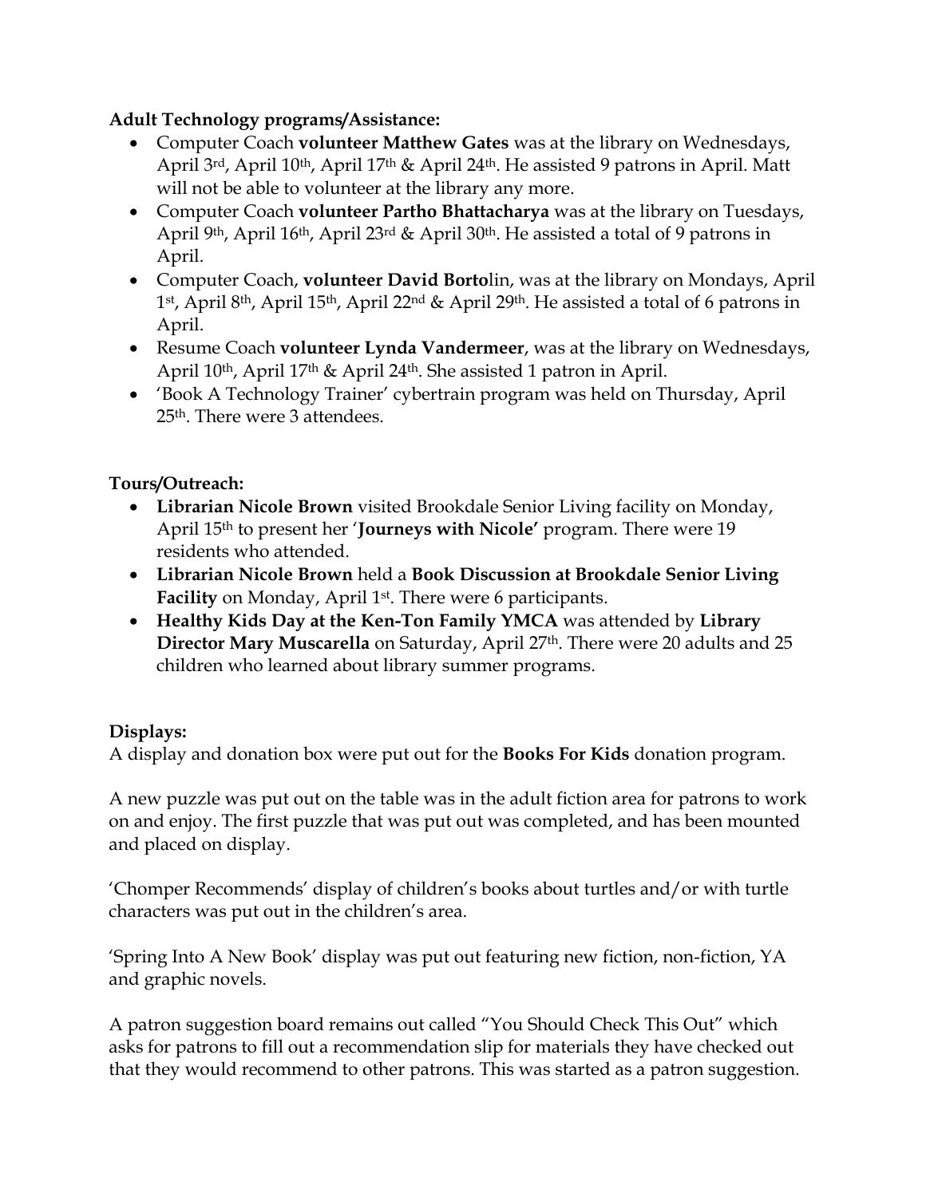**Adult Technology programs/Assistance:**

- Computer Coach **volunteer Matthew Gates** was at the library on Wednesdays, April 3rd, April 10th, April 17th & April 24th. He assisted 9 patrons in April. Matt will not be able to volunteer at the library any more.
- Computer Coach **volunteer Partho Bhattacharya** was at the library on Tuesdays, April 9th, April 16th, April 23rd & April 30th. He assisted a total of 9 patrons in April.
- Computer Coach, **volunteer David Borto**lin, was at the library on Mondays, April 1st, April 8th, April 15th, April 22nd & April 29th. He assisted a total of 6 patrons in April.
- Resume Coach **volunteer Lynda Vandermeer**, was at the library on Wednesdays, April 10th, April 17th & April 24th. She assisted 1 patron in April.
- 'Book A Technology Trainer' cybertrain program was held on Thursday, April 25th. There were 3 attendees.

**Tours/Outreach:**

- **Librarian Nicole Brown** visited Brookdale Senior Living facility on Monday, April 15th to present her '**Journeys with Nicole'** program. There were 19 residents who attended.
- **Librarian Nicole Brown** held a **Book Discussion at Brookdale Senior Living Facility** on Monday, April 1st. There were 6 participants.
- **Healthy Kids Day at the Ken-Ton Family YMCA** was attended by **Library Director Mary Muscarella** on Saturday, April 27th. There were 20 adults and 25 children who learned about library summer programs.

**Displays:**

A display and donation box were put out for the **Books For Kids** donation program.

A new puzzle was put out on the table was in the adult fiction area for patrons to work on and enjoy. The first puzzle that was put out was completed, and has been mounted and placed on display.

'Chomper Recommends' display of children's books about turtles and/or with turtle characters was put out in the children's area.

'Spring Into A New Book' display was put out featuring new fiction, non-fiction, YA and graphic novels.

A patron suggestion board remains out called "You Should Check This Out" which asks for patrons to fill out a recommendation slip for materials they have checked out that they would recommend to other patrons. This was started as a patron suggestion.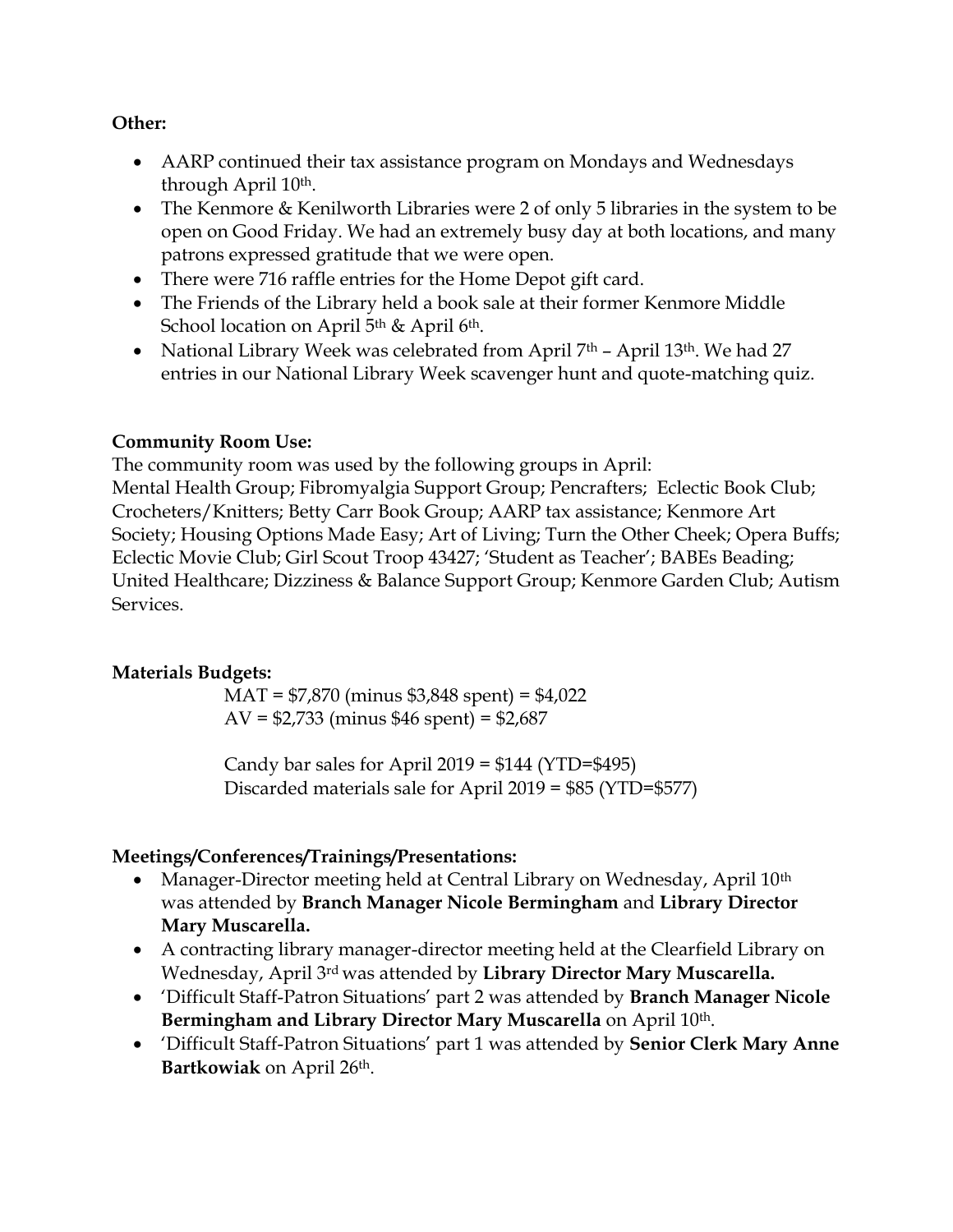**Other:**

- AARP continued their tax assistance program on Mondays and Wednesdays through April 10th.
- The Kenmore & Kenilworth Libraries were 2 of only 5 libraries in the system to be open on Good Friday. We had an extremely busy day at both locations, and many patrons expressed gratitude that we were open.
- There were 716 raffle entries for the Home Depot gift card.
- The Friends of the Library held a book sale at their former Kenmore Middle School location on April 5th & April 6th.
- National Library Week was celebrated from April 7th – April 13th. We had 27 entries in our National Library Week scavenger hunt and quote-matching quiz.

**Community Room Use:**

The community room was used by the following groups in April:
Mental Health Group; Fibromyalgia Support Group; Pencrafters; Eclectic Book Club; Crocheters/Knitters; Betty Carr Book Group; AARP tax assistance; Kenmore Art Society; Housing Options Made Easy; Art of Living; Turn the Other Cheek; Opera Buffs; Eclectic Movie Club; Girl Scout Troop 43427; 'Student as Teacher'; BABEs Beading; United Healthcare; Dizziness & Balance Support Group; Kenmore Garden Club; Autism Services.

**Materials Budgets:**

MAT = $7,870 (minus $3,848 spent) = $4,022
AV = $2,733 (minus $46 spent) = $2,687

Candy bar sales for April 2019 = $144 (YTD=$495)
Discarded materials sale for April 2019 = $85 (YTD=$577)

**Meetings/Conferences/Trainings/Presentations:**

- Manager-Director meeting held at Central Library on Wednesday, April 10th was attended by **Branch Manager Nicole Bermingham** and **Library Director Mary Muscarella.**
- A contracting library manager-director meeting held at the Clearfield Library on Wednesday, April 3rd was attended by **Library Director Mary Muscarella.**
- 'Difficult Staff-Patron Situations' part 2 was attended by **Branch Manager Nicole Bermingham and Library Director Mary Muscarella** on April 10th.
- 'Difficult Staff-Patron Situations' part 1 was attended by **Senior Clerk Mary Anne Bartkowiak** on April 26th.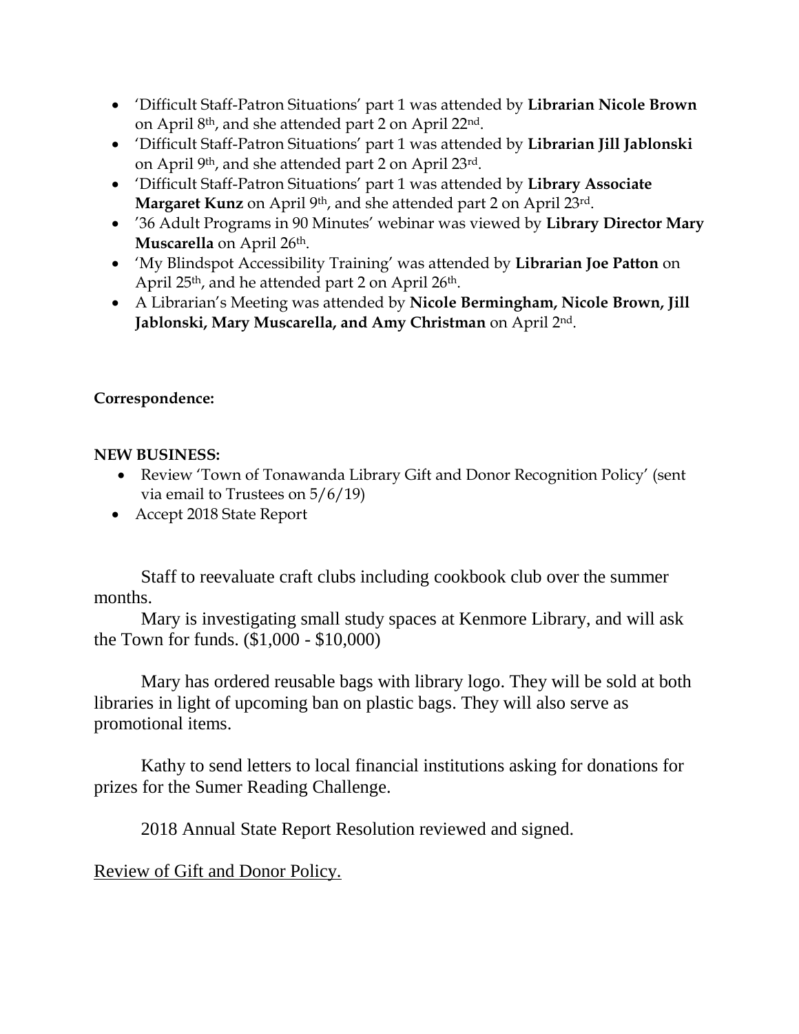- 'Difficult Staff-Patron Situations' part 1 was attended by **Librarian Nicole Brown** on April 8th, and she attended part 2 on April 22nd.
- 'Difficult Staff-Patron Situations' part 1 was attended by **Librarian Jill Jablonski** on April 9th, and she attended part 2 on April 23rd.
- 'Difficult Staff-Patron Situations' part 1 was attended by **Library Associate Margaret Kunz** on April 9th, and she attended part 2 on April 23rd.
- '36 Adult Programs in 90 Minutes' webinar was viewed by **Library Director Mary Muscarella** on April 26th.
- 'My Blindspot Accessibility Training' was attended by **Librarian Joe Patton** on April 25th, and he attended part 2 on April 26th.
- A Librarian's Meeting was attended by **Nicole Bermingham, Nicole Brown, Jill Jablonski, Mary Muscarella, and Amy Christman** on April 2nd.

**Correspondence:**

**NEW BUSINESS:**

- Review 'Town of Tonawanda Library Gift and Donor Recognition Policy' (sent via email to Trustees on 5/6/19)
- Accept 2018 State Report

Staff to reevaluate craft clubs including cookbook club over the summer months.

Mary is investigating small study spaces at Kenmore Library, and will ask the Town for funds. ($1,000 - $10,000)

Mary has ordered reusable bags with library logo. They will be sold at both libraries in light of upcoming ban on plastic bags. They will also serve as promotional items.

Kathy to send letters to local financial institutions asking for donations for prizes for the Sumer Reading Challenge.

2018 Annual State Report Resolution reviewed and signed.

<u>Review of Gift and Donor Policy.</u>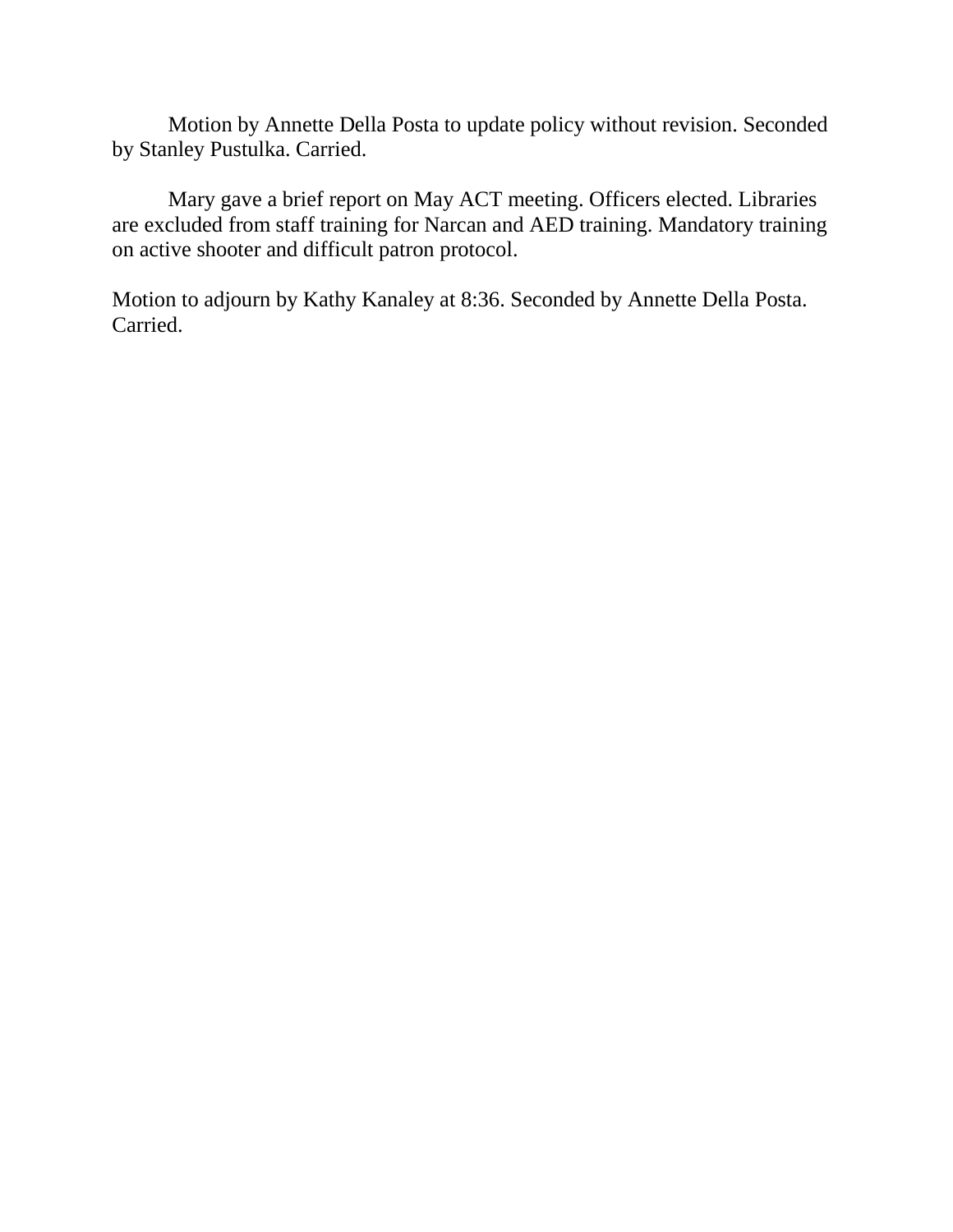Motion by Annette Della Posta to update policy without revision. Seconded by Stanley Pustulka. Carried.

Mary gave a brief report on May ACT meeting. Officers elected. Libraries are excluded from staff training for Narcan and AED training. Mandatory training on active shooter and difficult patron protocol.

Motion to adjourn by Kathy Kanaley at 8:36. Seconded by Annette Della Posta. Carried.